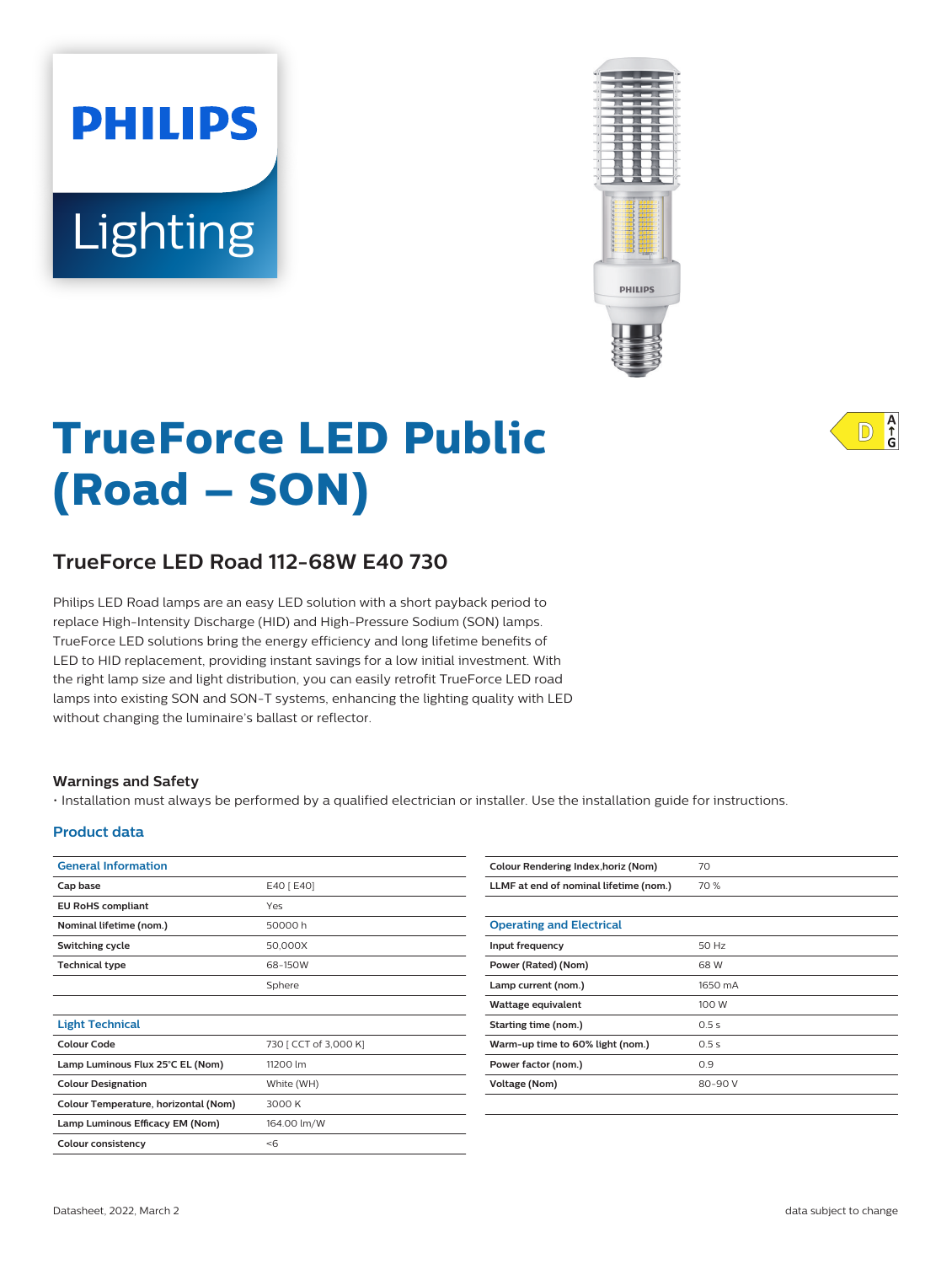# TrueForce LED Public (Road – SON)

## TrueForce LED Road 112-68W E40 730

Philips LED Road lamps are an easy LED solution with a short payback period to replace High-Intensity Discharge (HID) and High-Pressure Sodium (SON) lamps. TrueForce LED solutions bring the energy efficiency and long lifetime benefits of LED to HID replacement, providing instant savings for a low initial investment. With the right lamp size and light distribution, you can easily retrofit TrueForce LED road lamps into existing SON and SON-T systems, enhancing the lighting quality with LED without changing the luminaire's ballast or reflector.

### Warnings and Safety

• Installation must always be performed by a qualified electrician or installer. Use the installation guide for instructions.

### Product data

| General Information | |
|---|---|
| Cap base | E40 [ E40] |
| EU RoHS compliant | Yes |
| Nominal lifetime (nom.) | 50000 h |
| Switching cycle | 50,000X |
| Technical type | 68-150W |
| | Sphere |

| Light Technical | |
|---|---|
| Colour Code | 730 [ CCT of 3,000 K] |
| Lamp Luminous Flux 25°C EL (Nom) | 11200 lm |
| Colour Designation | White (WH) |
| Colour Temperature, horizontal (Nom) | 3000 K |
| Lamp Luminous Efficacy EM (Nom) | 164.00 lm/W |
| Colour consistency | <6 |
| Colour Rendering Index,horiz (Nom) | 70 |
| LLMF at end of nominal lifetime (nom.) | 70 % |

| Operating and Electrical | |
|---|---|
| Input frequency | 50 Hz |
| Power (Rated) (Nom) | 68 W |
| Lamp current (nom.) | 1650 mA |
| Wattage equivalent | 100 W |
| Starting time (nom.) | 0.5 s |
| Warm-up time to 60% light (nom.) | 0.5 s |
| Power factor (nom.) | 0.9 |
| Voltage (Nom) | 80-90 V |

Datasheet, 2022, March 2

data subject to change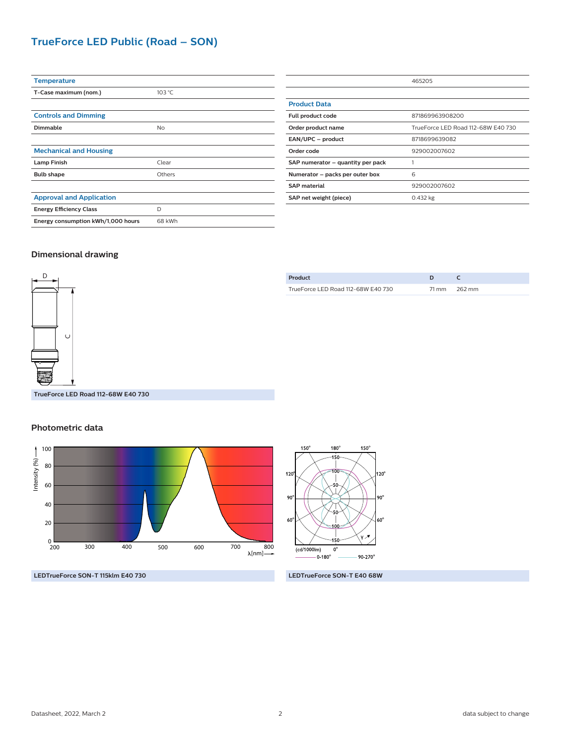## TrueForce LED Public (Road – SON)

| Temperature | |
|---|---|
| T-Case maximum (nom.) | 103 °C |

| Controls and Dimming | |
|---|---|
| Dimmable | No |

| Mechanical and Housing | |
|---|---|
| Lamp Finish | Clear |
| Bulb shape | Others |

| Approval and Application | |
|---|---|
| Energy Efficiency Class | D |
| Energy consumption kWh/1,000 hours | 68 kWh |

| | 465205 |
|---|---|

| Product Data | |
|---|---|
| Full product code | 871869963908200 |
| Order product name | TrueForce LED Road 112-68W E40 730 |
| EAN/UPC – product | 8718699639082 |
| Order code | 929002007602 |
| SAP numerator – quantity per pack | 1 |
| Numerator – packs per outer box | 6 |
| SAP material | 929002007602 |
| SAP net weight (piece) | 0.432 kg |

### Dimensional drawing

TrueForce LED Road 112-68W E40 730

| Product | D | C |
|---|---|---|
| TrueForce LED Road 112-68W E40 730 | 71 mm | 262 mm |

### Photometric data

LEDTrueForce SON-T 115klm E40 730

LEDTrueForce SON-T E40 68W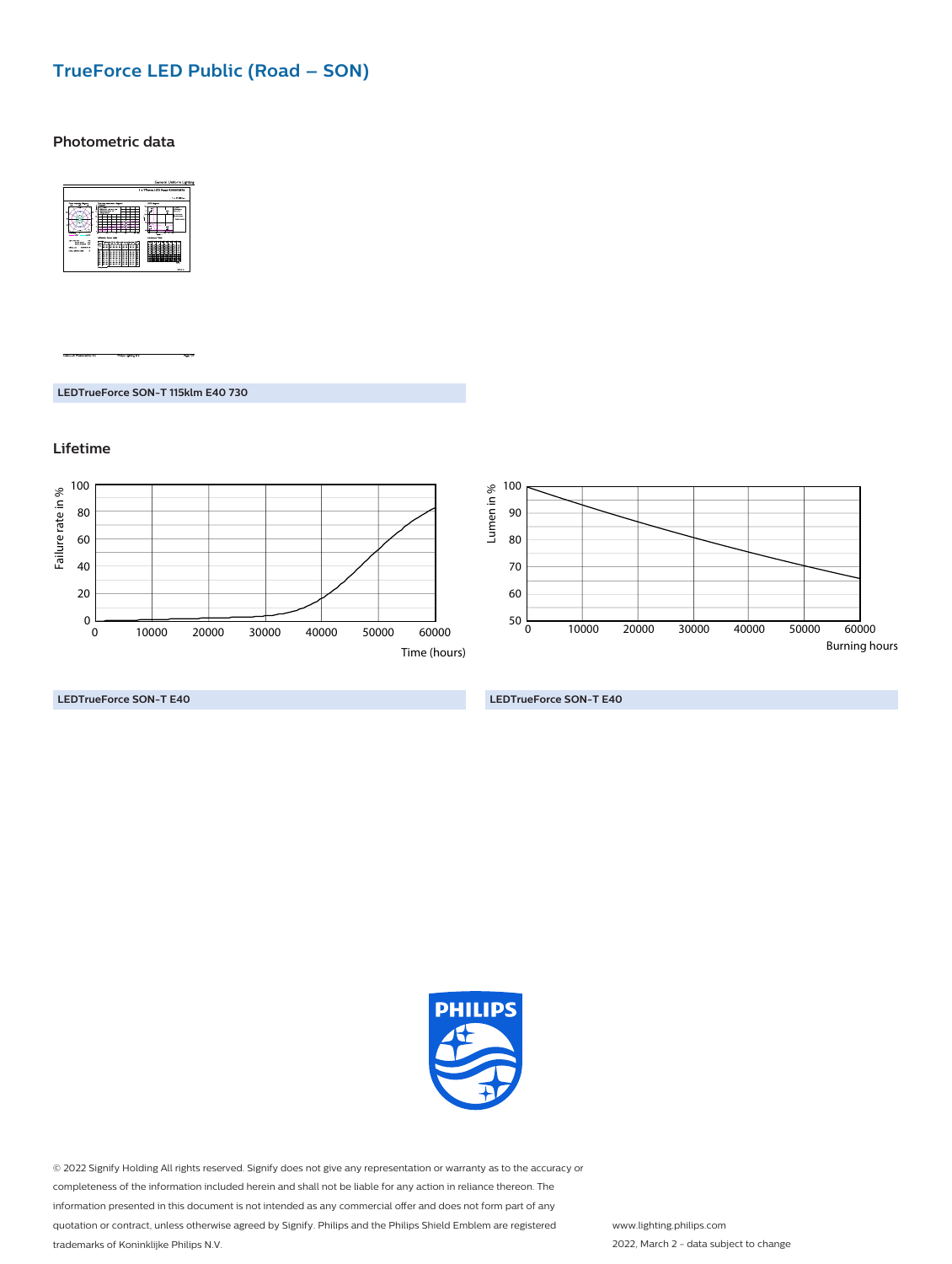## TrueForce LED Public (Road – SON)

### Photometric data

LEDTrueForce SON-T 115klm E40 730

### Lifetime

Failure rate in %
100
80
60
40
20
0
0
10000
20000
30000
40000
50000
60000
Time (hours)

LEDTrueForce SON-T E40

Lumen in %
100
90
80
70
60
50
0
10000
20000
30000
40000
50000
60000
Burning hours

LEDTrueForce SON-T E40

© 2022 Signify Holding All rights reserved. Signify does not give any representation or warranty as to the accuracy or completeness of the information included herein and shall not be liable for any action in reliance thereon. The information presented in this document is not intended as any commercial offer and does not form part of any quotation or contract, unless otherwise agreed by Signify. Philips and the Philips Shield Emblem are registered trademarks of Koninklijke Philips N.V.

www.lighting.philips.com

2022, March 2 - data subject to change